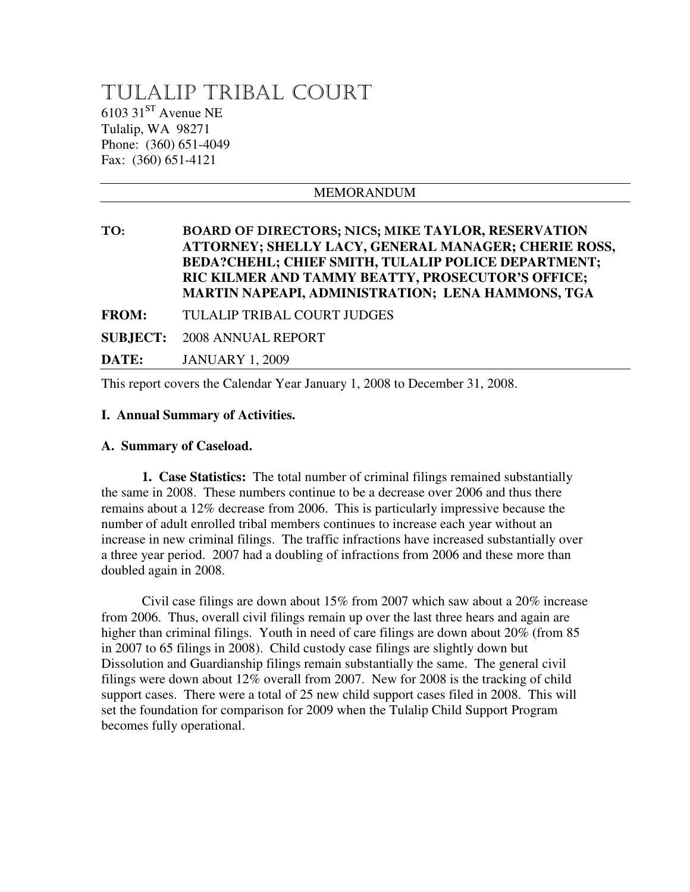# TULALIP TRIBAL COURT

6103 31$^{ST}$ Avenue NE
Tulalip, WA 98271
Phone: (360) 651-4049
Fax: (360) 651-4121

---

MEMORANDUM

---

**TO:** **BOARD OF DIRECTORS; NICS; MIKE TAYLOR, RESERVATION ATTORNEY; SHELLY LACY, GENERAL MANAGER; CHERIE ROSS, BEDA?CHEHL; CHIEF SMITH, TULALIP POLICE DEPARTMENT; RIC KILMER AND TAMMY BEATTY, PROSECUTOR'S OFFICE; MARTIN NAPEAPI, ADMINISTRATION; LENA HAMMONS, TGA**

**FROM:** TULALIP TRIBAL COURT JUDGES

**SUBJECT:** 2008 ANNUAL REPORT

**DATE:** JANUARY 1, 2009

---

This report covers the Calendar Year January 1, 2008 to December 31, 2008.

**I. Annual Summary of Activities.**

**A. Summary of Caseload.**

**1. Case Statistics:** The total number of criminal filings remained substantially the same in 2008. These numbers continue to be a decrease over 2006 and thus there remains about a 12% decrease from 2006. This is particularly impressive because the number of adult enrolled tribal members continues to increase each year without an increase in new criminal filings. The traffic infractions have increased substantially over a three year period. 2007 had a doubling of infractions from 2006 and these more than doubled again in 2008.

Civil case filings are down about 15% from 2007 which saw about a 20% increase from 2006. Thus, overall civil filings remain up over the last three hears and again are higher than criminal filings. Youth in need of care filings are down about 20% (from 85 in 2007 to 65 filings in 2008). Child custody case filings are slightly down but Dissolution and Guardianship filings remain substantially the same. The general civil filings were down about 12% overall from 2007. New for 2008 is the tracking of child support cases. There were a total of 25 new child support cases filed in 2008. This will set the foundation for comparison for 2009 when the Tulalip Child Support Program becomes fully operational.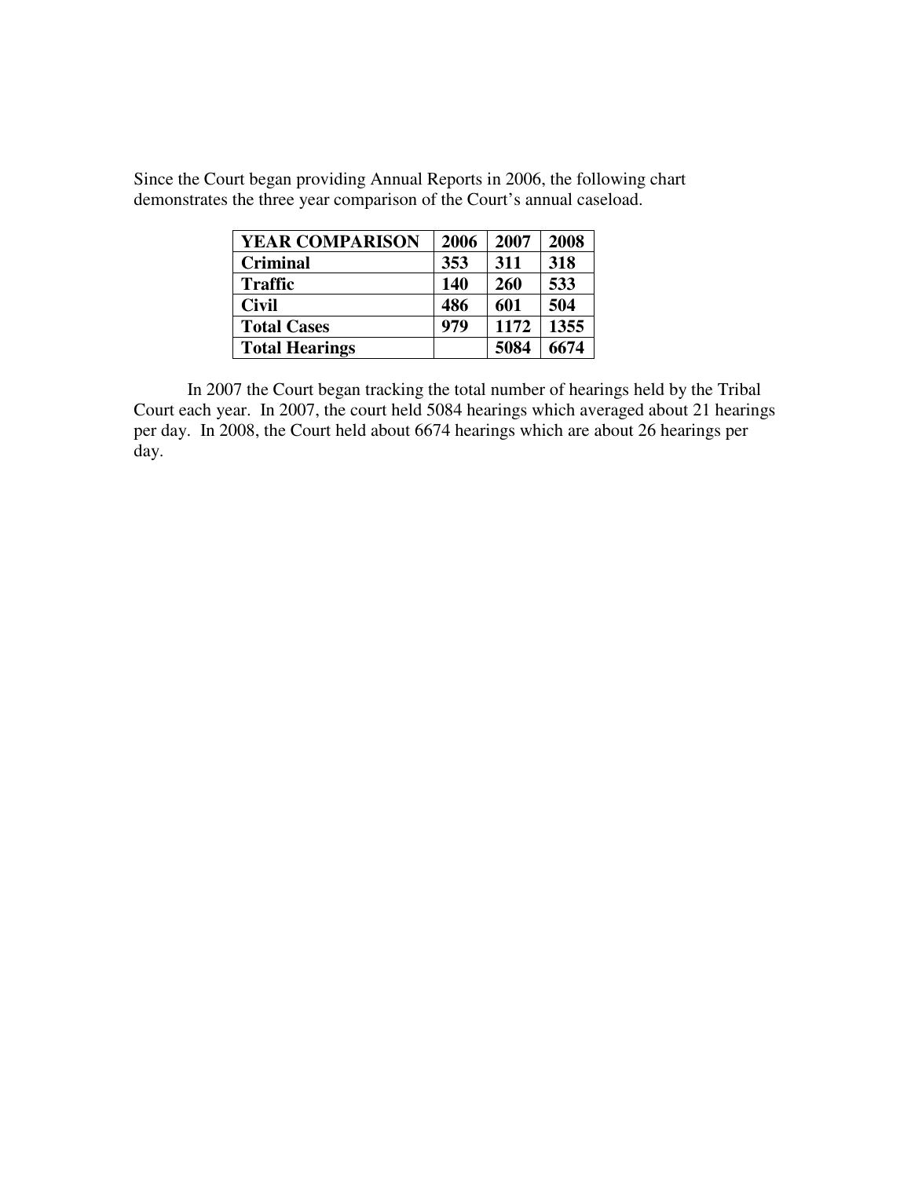Since the Court began providing Annual Reports in 2006, the following chart demonstrates the three year comparison of the Court's annual caseload.

| **YEAR COMPARISON** | **2006** | **2007** | **2008** |
|---|---|---|---|
| **Criminal** | **353** | **311** | **318** |
| **Traffic** | **140** | **260** | **533** |
| **Civil** | **486** | **601** | **504** |
| **Total Cases** | **979** | **1172** | **1355** |
| **Total Hearings** | | **5084** | **6674** |

In 2007 the Court began tracking the total number of hearings held by the Tribal Court each year. In 2007, the court held 5084 hearings which averaged about 21 hearings per day. In 2008, the Court held about 6674 hearings which are about 26 hearings per day.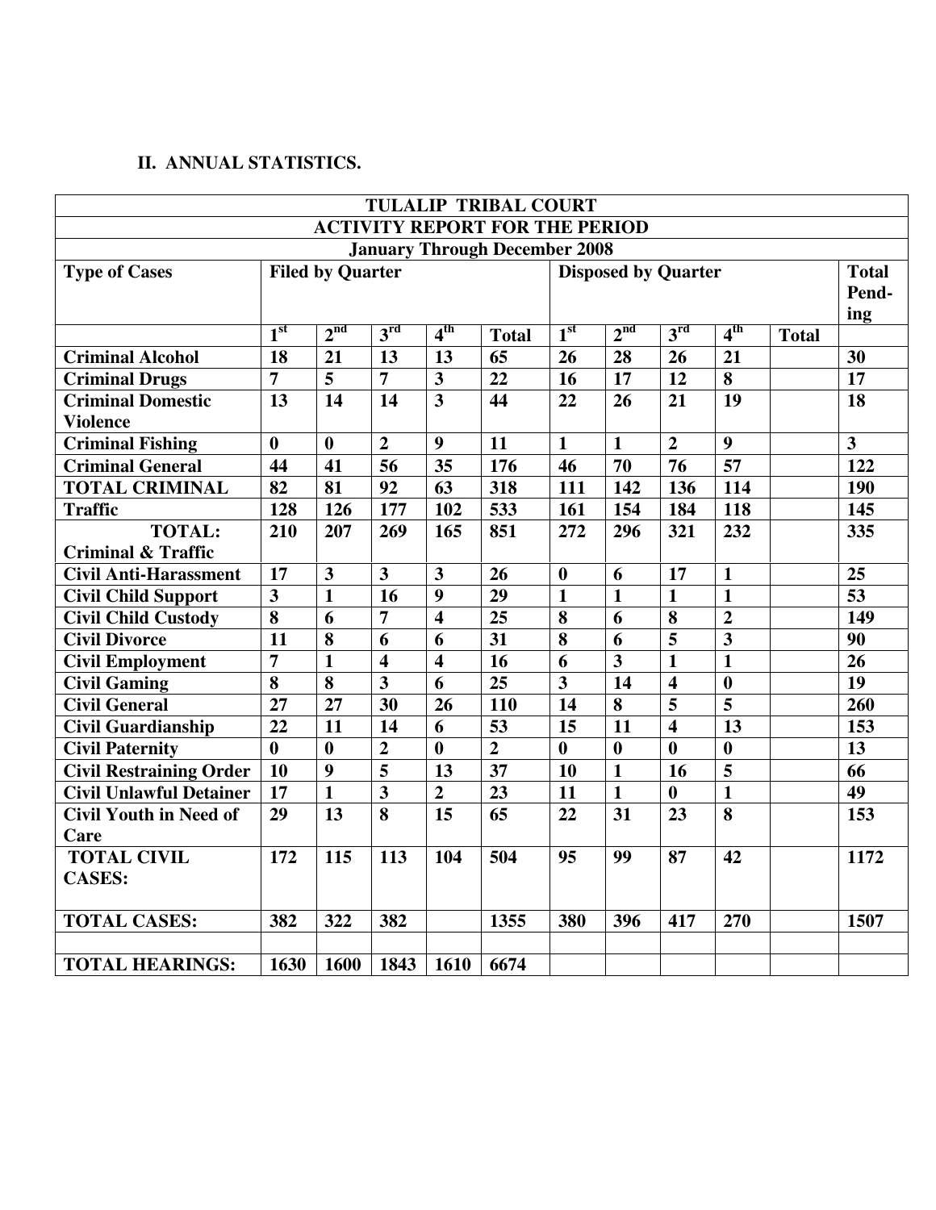## II. ANNUAL STATISTICS.

| TULALIP TRIBAL COURT | | | | | | | | | | | |
|---|---|---|---|---|---|---|---|---|---|---|---|
| ACTIVITY REPORT FOR THE PERIOD | | | | | | | | | | | |
| January Through December 2008 | | | | | | | | | | | |
| **Type of Cases** | **Filed by Quarter** | | | | | **Disposed by Quarter** | | | | | **Total Pend-ing** |
| | **1st** | **2nd** | **3rd** | **4th** | **Total** | **1st** | **2nd** | **3rd** | **4th** | **Total** | |
| **Criminal Alcohol** | 18 | 21 | 13 | 13 | 65 | 26 | 28 | 26 | 21 | | 30 |
| **Criminal Drugs** | 7 | 5 | 7 | 3 | 22 | 16 | 17 | 12 | 8 | | 17 |
| **Criminal Domestic Violence** | 13 | 14 | 14 | 3 | 44 | 22 | 26 | 21 | 19 | | 18 |
| **Criminal Fishing** | 0 | 0 | 2 | 9 | 11 | 1 | 1 | 2 | 9 | | 3 |
| **Criminal General** | 44 | 41 | 56 | 35 | 176 | 46 | 70 | 76 | 57 | | 122 |
| **TOTAL CRIMINAL** | 82 | 81 | 92 | 63 | 318 | 111 | 142 | 136 | 114 | | 190 |
| **Traffic** | 128 | 126 | 177 | 102 | 533 | 161 | 154 | 184 | 118 | | 145 |
| **TOTAL: Criminal & Traffic** | 210 | 207 | 269 | 165 | 851 | 272 | 296 | 321 | 232 | | 335 |
| **Civil Anti-Harassment** | 17 | 3 | 3 | 3 | 26 | 0 | 6 | 17 | 1 | | 25 |
| **Civil Child Support** | 3 | 1 | 16 | 9 | 29 | 1 | 1 | 1 | 1 | | 53 |
| **Civil Child Custody** | 8 | 6 | 7 | 4 | 25 | 8 | 6 | 8 | 2 | | 149 |
| **Civil Divorce** | 11 | 8 | 6 | 6 | 31 | 8 | 6 | 5 | 3 | | 90 |
| **Civil Employment** | 7 | 1 | 4 | 4 | 16 | 6 | 3 | 1 | 1 | | 26 |
| **Civil Gaming** | 8 | 8 | 3 | 6 | 25 | 3 | 14 | 4 | 0 | | 19 |
| **Civil General** | 27 | 27 | 30 | 26 | 110 | 14 | 8 | 5 | 5 | | 260 |
| **Civil Guardianship** | 22 | 11 | 14 | 6 | 53 | 15 | 11 | 4 | 13 | | 153 |
| **Civil Paternity** | 0 | 0 | 2 | 0 | 2 | 0 | 0 | 0 | 0 | | 13 |
| **Civil Restraining Order** | 10 | 9 | 5 | 13 | 37 | 10 | 1 | 16 | 5 | | 66 |
| **Civil Unlawful Detainer** | 17 | 1 | 3 | 2 | 23 | 11 | 1 | 0 | 1 | | 49 |
| **Civil Youth in Need of Care** | 29 | 13 | 8 | 15 | 65 | 22 | 31 | 23 | 8 | | 153 |
| **TOTAL CIVIL CASES:** | 172 | 115 | 113 | 104 | 504 | 95 | 99 | 87 | 42 | | 1172 |
| **TOTAL CASES:** | 382 | 322 | 382 | | 1355 | 380 | 396 | 417 | 270 | | 1507 |
| | | | | | | | | | | | |
| **TOTAL HEARINGS:** | 1630 | 1600 | 1843 | 1610 | 6674 | | | | | | |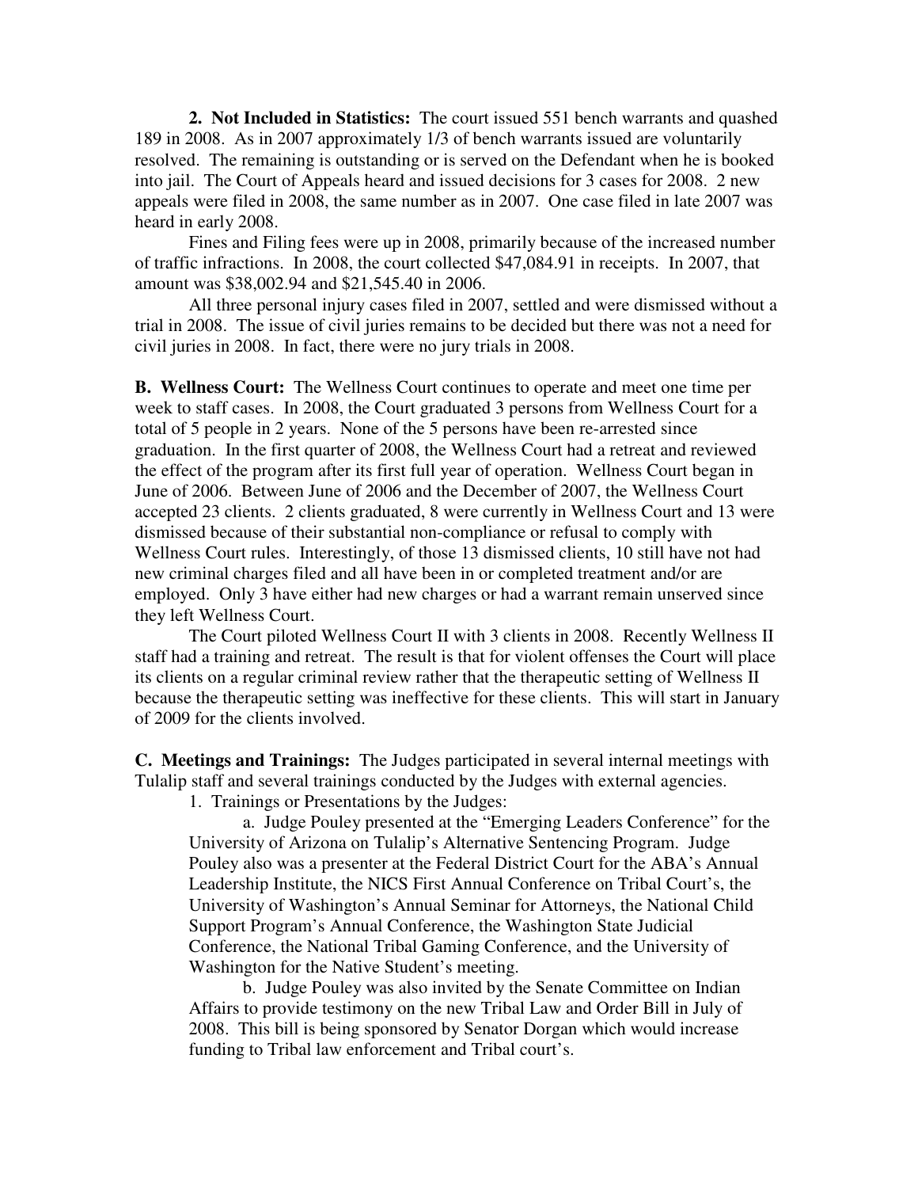**2. Not Included in Statistics:** The court issued 551 bench warrants and quashed 189 in 2008. As in 2007 approximately 1/3 of bench warrants issued are voluntarily resolved. The remaining is outstanding or is served on the Defendant when he is booked into jail. The Court of Appeals heard and issued decisions for 3 cases for 2008. 2 new appeals were filed in 2008, the same number as in 2007. One case filed in late 2007 was heard in early 2008.

Fines and Filing fees were up in 2008, primarily because of the increased number of traffic infractions. In 2008, the court collected $47,084.91 in receipts. In 2007, that amount was $38,002.94 and $21,545.40 in 2006.

All three personal injury cases filed in 2007, settled and were dismissed without a trial in 2008. The issue of civil juries remains to be decided but there was not a need for civil juries in 2008. In fact, there were no jury trials in 2008.

**B. Wellness Court:** The Wellness Court continues to operate and meet one time per week to staff cases. In 2008, the Court graduated 3 persons from Wellness Court for a total of 5 people in 2 years. None of the 5 persons have been re-arrested since graduation. In the first quarter of 2008, the Wellness Court had a retreat and reviewed the effect of the program after its first full year of operation. Wellness Court began in June of 2006. Between June of 2006 and the December of 2007, the Wellness Court accepted 23 clients. 2 clients graduated, 8 were currently in Wellness Court and 13 were dismissed because of their substantial non-compliance or refusal to comply with Wellness Court rules. Interestingly, of those 13 dismissed clients, 10 still have not had new criminal charges filed and all have been in or completed treatment and/or are employed. Only 3 have either had new charges or had a warrant remain unserved since they left Wellness Court.

The Court piloted Wellness Court II with 3 clients in 2008. Recently Wellness II staff had a training and retreat. The result is that for violent offenses the Court will place its clients on a regular criminal review rather that the therapeutic setting of Wellness II because the therapeutic setting was ineffective for these clients. This will start in January of 2009 for the clients involved.

**C. Meetings and Trainings:** The Judges participated in several internal meetings with Tulalip staff and several trainings conducted by the Judges with external agencies.

1. Trainings or Presentations by the Judges:

    a. Judge Pouley presented at the "Emerging Leaders Conference" for the University of Arizona on Tulalip's Alternative Sentencing Program. Judge Pouley also was a presenter at the Federal District Court for the ABA's Annual Leadership Institute, the NICS First Annual Conference on Tribal Court's, the University of Washington's Annual Seminar for Attorneys, the National Child Support Program's Annual Conference, the Washington State Judicial Conference, the National Tribal Gaming Conference, and the University of Washington for the Native Student's meeting.

    b. Judge Pouley was also invited by the Senate Committee on Indian Affairs to provide testimony on the new Tribal Law and Order Bill in July of 2008. This bill is being sponsored by Senator Dorgan which would increase funding to Tribal law enforcement and Tribal court's.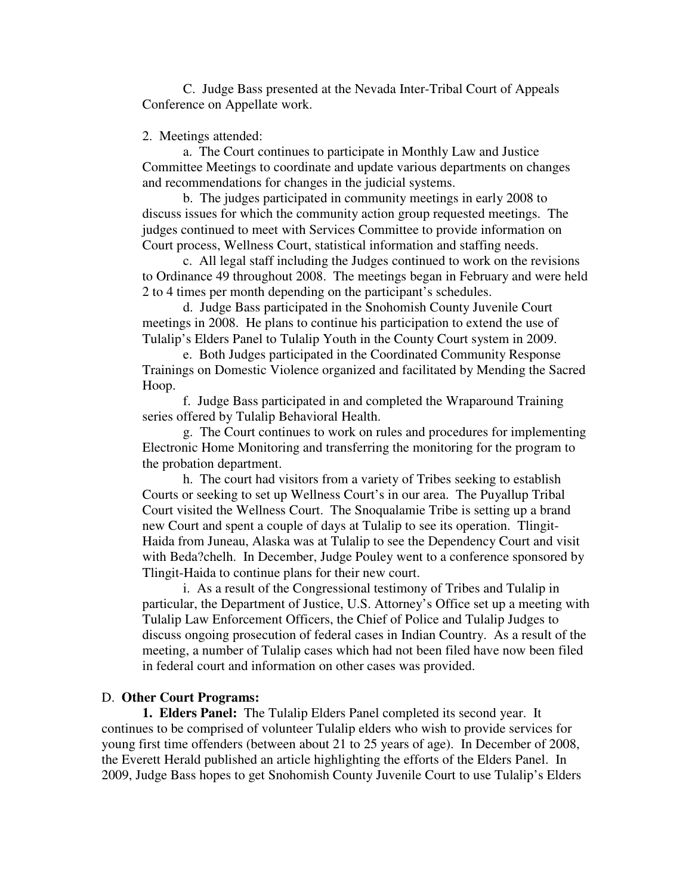C. Judge Bass presented at the Nevada Inter-Tribal Court of Appeals Conference on Appellate work.

2. Meetings attended:

a. The Court continues to participate in Monthly Law and Justice Committee Meetings to coordinate and update various departments on changes and recommendations for changes in the judicial systems.

b. The judges participated in community meetings in early 2008 to discuss issues for which the community action group requested meetings. The judges continued to meet with Services Committee to provide information on Court process, Wellness Court, statistical information and staffing needs.

c. All legal staff including the Judges continued to work on the revisions to Ordinance 49 throughout 2008. The meetings began in February and were held 2 to 4 times per month depending on the participant's schedules.

d. Judge Bass participated in the Snohomish County Juvenile Court meetings in 2008. He plans to continue his participation to extend the use of Tulalip's Elders Panel to Tulalip Youth in the County Court system in 2009.

e. Both Judges participated in the Coordinated Community Response Trainings on Domestic Violence organized and facilitated by Mending the Sacred Hoop.

f. Judge Bass participated in and completed the Wraparound Training series offered by Tulalip Behavioral Health.

g. The Court continues to work on rules and procedures for implementing Electronic Home Monitoring and transferring the monitoring for the program to the probation department.

h. The court had visitors from a variety of Tribes seeking to establish Courts or seeking to set up Wellness Court's in our area. The Puyallup Tribal Court visited the Wellness Court. The Snoqualamie Tribe is setting up a brand new Court and spent a couple of days at Tulalip to see its operation. Tlingit-Haida from Juneau, Alaska was at Tulalip to see the Dependency Court and visit with Beda?chelh. In December, Judge Pouley went to a conference sponsored by Tlingit-Haida to continue plans for their new court.

i. As a result of the Congressional testimony of Tribes and Tulalip in particular, the Department of Justice, U.S. Attorney's Office set up a meeting with Tulalip Law Enforcement Officers, the Chief of Police and Tulalip Judges to discuss ongoing prosecution of federal cases in Indian Country. As a result of the meeting, a number of Tulalip cases which had not been filed have now been filed in federal court and information on other cases was provided.

D. **Other Court Programs:**

**1. Elders Panel:** The Tulalip Elders Panel completed its second year. It continues to be comprised of volunteer Tulalip elders who wish to provide services for young first time offenders (between about 21 to 25 years of age). In December of 2008, the Everett Herald published an article highlighting the efforts of the Elders Panel. In 2009, Judge Bass hopes to get Snohomish County Juvenile Court to use Tulalip's Elders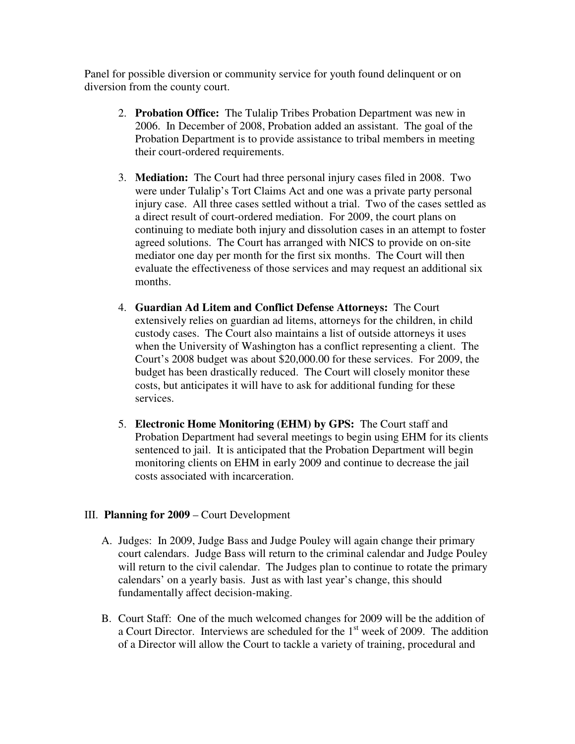Panel for possible diversion or community service for youth found delinquent or on diversion from the county court.

2. **Probation Office:** The Tulalip Tribes Probation Department was new in 2006. In December of 2008, Probation added an assistant. The goal of the Probation Department is to provide assistance to tribal members in meeting their court-ordered requirements.

3. **Mediation:** The Court had three personal injury cases filed in 2008. Two were under Tulalip's Tort Claims Act and one was a private party personal injury case. All three cases settled without a trial. Two of the cases settled as a direct result of court-ordered mediation. For 2009, the court plans on continuing to mediate both injury and dissolution cases in an attempt to foster agreed solutions. The Court has arranged with NICS to provide on on-site mediator one day per month for the first six months. The Court will then evaluate the effectiveness of those services and may request an additional six months.

4. **Guardian Ad Litem and Conflict Defense Attorneys:** The Court extensively relies on guardian ad litems, attorneys for the children, in child custody cases. The Court also maintains a list of outside attorneys it uses when the University of Washington has a conflict representing a client. The Court's 2008 budget was about $20,000.00 for these services. For 2009, the budget has been drastically reduced. The Court will closely monitor these costs, but anticipates it will have to ask for additional funding for these services.

5. **Electronic Home Monitoring (EHM) by GPS:** The Court staff and Probation Department had several meetings to begin using EHM for its clients sentenced to jail. It is anticipated that the Probation Department will begin monitoring clients on EHM in early 2009 and continue to decrease the jail costs associated with incarceration.

## III. **Planning for 2009** – Court Development

A. Judges: In 2009, Judge Bass and Judge Pouley will again change their primary court calendars. Judge Bass will return to the criminal calendar and Judge Pouley will return to the civil calendar. The Judges plan to continue to rotate the primary calendars' on a yearly basis. Just as with last year's change, this should fundamentally affect decision-making.

B. Court Staff: One of the much welcomed changes for 2009 will be the addition of a Court Director. Interviews are scheduled for the 1st week of 2009. The addition of a Director will allow the Court to tackle a variety of training, procedural and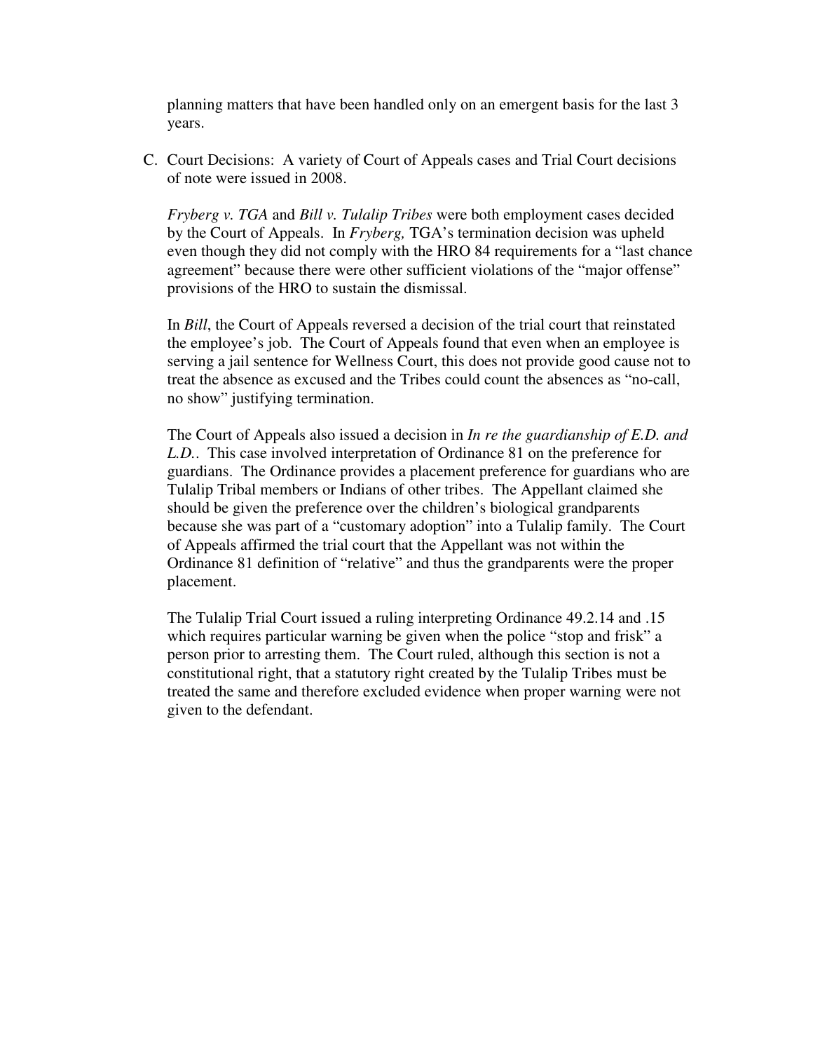planning matters that have been handled only on an emergent basis for the last 3 years.

C. Court Decisions: A variety of Court of Appeals cases and Trial Court decisions of note were issued in 2008.

*Fryberg v. TGA* and *Bill v. Tulalip Tribes* were both employment cases decided by the Court of Appeals. In *Fryberg,* TGA's termination decision was upheld even though they did not comply with the HRO 84 requirements for a "last chance agreement" because there were other sufficient violations of the "major offense" provisions of the HRO to sustain the dismissal.

In *Bill*, the Court of Appeals reversed a decision of the trial court that reinstated the employee's job. The Court of Appeals found that even when an employee is serving a jail sentence for Wellness Court, this does not provide good cause not to treat the absence as excused and the Tribes could count the absences as "no-call, no show" justifying termination.

The Court of Appeals also issued a decision in *In re the guardianship of E.D. and L.D.*. This case involved interpretation of Ordinance 81 on the preference for guardians. The Ordinance provides a placement preference for guardians who are Tulalip Tribal members or Indians of other tribes. The Appellant claimed she should be given the preference over the children's biological grandparents because she was part of a "customary adoption" into a Tulalip family. The Court of Appeals affirmed the trial court that the Appellant was not within the Ordinance 81 definition of "relative" and thus the grandparents were the proper placement.

The Tulalip Trial Court issued a ruling interpreting Ordinance 49.2.14 and .15 which requires particular warning be given when the police "stop and frisk" a person prior to arresting them. The Court ruled, although this section is not a constitutional right, that a statutory right created by the Tulalip Tribes must be treated the same and therefore excluded evidence when proper warning were not given to the defendant.